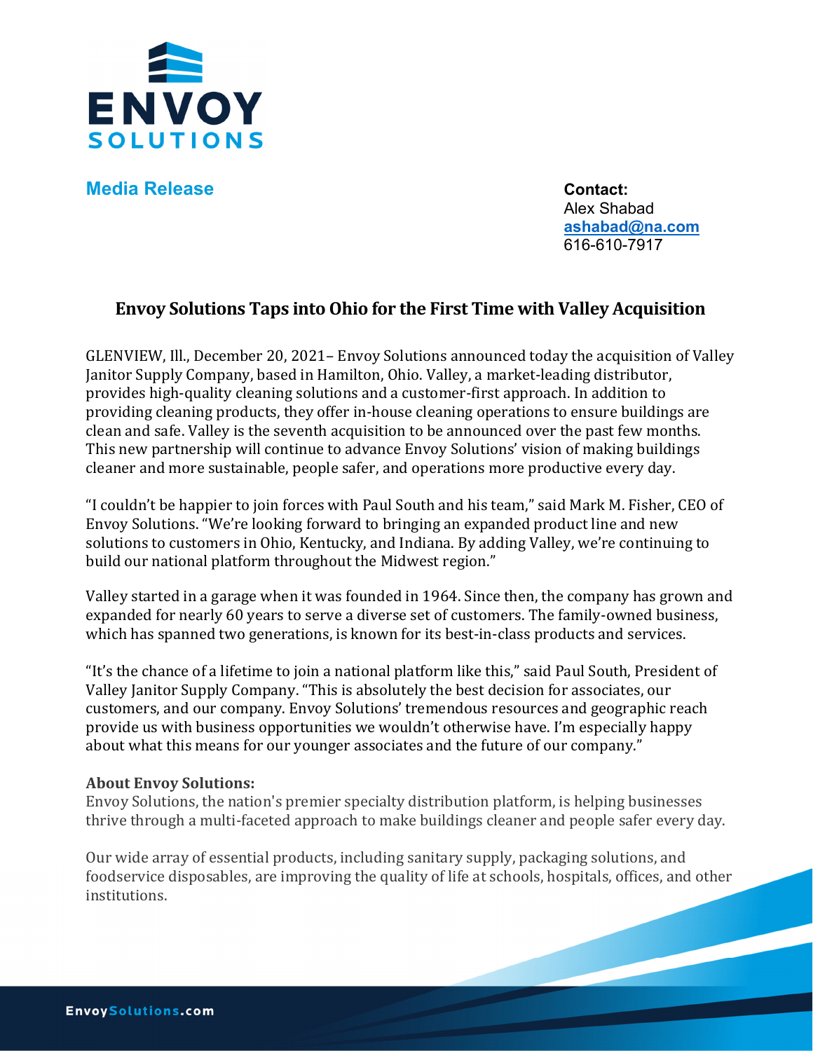**Media Release**

**Contact:**
Alex Shabad
ashabad@na.com
616-610-7917

## Envoy Solutions Taps into Ohio for the First Time with Valley Acquisition

GLENVIEW, Ill., December 20, 2021– Envoy Solutions announced today the acquisition of Valley Janitor Supply Company, based in Hamilton, Ohio. Valley, a market-leading distributor, provides high-quality cleaning solutions and a customer-first approach. In addition to providing cleaning products, they offer in-house cleaning operations to ensure buildings are clean and safe. Valley is the seventh acquisition to be announced over the past few months. This new partnership will continue to advance Envoy Solutions' vision of making buildings cleaner and more sustainable, people safer, and operations more productive every day.

"I couldn't be happier to join forces with Paul South and his team," said Mark M. Fisher, CEO of Envoy Solutions. "We're looking forward to bringing an expanded product line and new solutions to customers in Ohio, Kentucky, and Indiana. By adding Valley, we're continuing to build our national platform throughout the Midwest region."

Valley started in a garage when it was founded in 1964. Since then, the company has grown and expanded for nearly 60 years to serve a diverse set of customers. The family-owned business, which has spanned two generations, is known for its best-in-class products and services.

"It's the chance of a lifetime to join a national platform like this," said Paul South, President of Valley Janitor Supply Company. "This is absolutely the best decision for associates, our customers, and our company. Envoy Solutions' tremendous resources and geographic reach provide us with business opportunities we wouldn't otherwise have. I'm especially happy about what this means for our younger associates and the future of our company."

**About Envoy Solutions:**
Envoy Solutions, the nation's premier specialty distribution platform, is helping businesses thrive through a multi-faceted approach to make buildings cleaner and people safer every day.

Our wide array of essential products, including sanitary supply, packaging solutions, and foodservice disposables, are improving the quality of life at schools, hospitals, offices, and other institutions.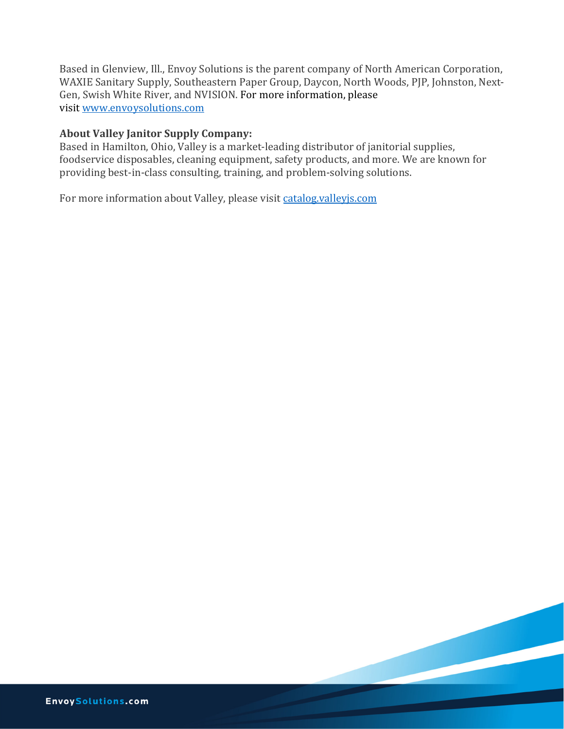Based in Glenview, Ill., Envoy Solutions is the parent company of North American Corporation, WAXIE Sanitary Supply, Southeastern Paper Group, Daycon, North Woods, PJP, Johnston, Next-Gen, Swish White River, and NVISION. For more information, please visit [www.envoysolutions.com](http://www.envoysolutions.com)

**About Valley Janitor Supply Company:**
Based in Hamilton, Ohio, Valley is a market-leading distributor of janitorial supplies, foodservice disposables, cleaning equipment, safety products, and more. We are known for providing best-in-class consulting, training, and problem-solving solutions.

For more information about Valley, please visit [catalog.valleyjs.com](http://catalog.valleyjs.com)